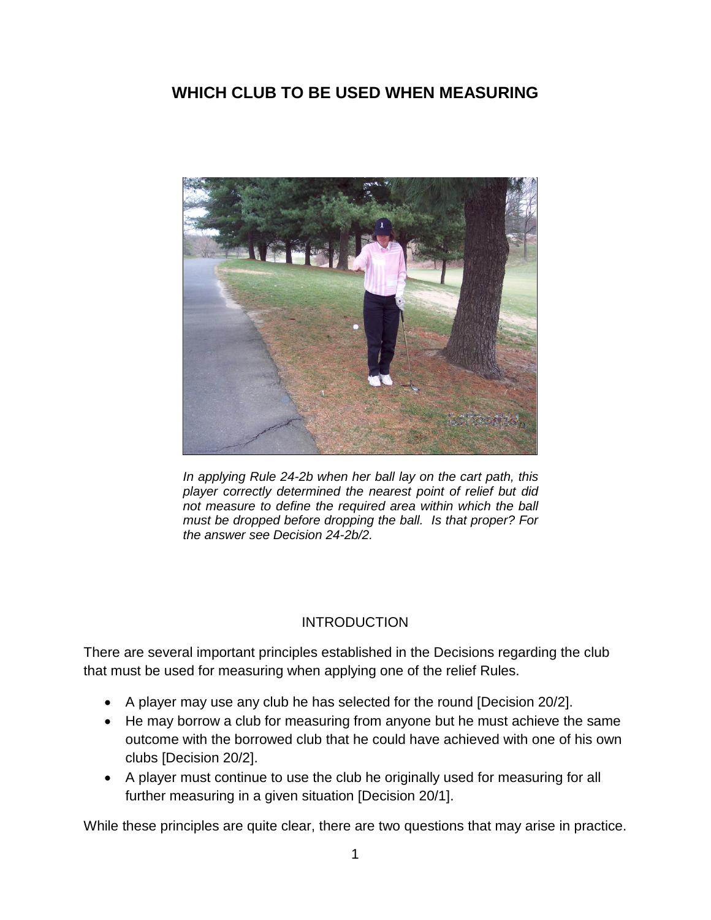# WHICH CLUB TO BE USED WHEN MEASURING

*In applying Rule 24-2b when her ball lay on the cart path, this player correctly determined the nearest point of relief but did not measure to define the required area within which the ball must be dropped before dropping the ball. Is that proper? For the answer see Decision 24-2b/2.*

## INTRODUCTION

There are several important principles established in the Decisions regarding the club that must be used for measuring when applying one of the relief Rules.

- A player may use any club he has selected for the round [Decision 20/2].
- He may borrow a club for measuring from anyone but he must achieve the same outcome with the borrowed club that he could have achieved with one of his own clubs [Decision 20/2].
- A player must continue to use the club he originally used for measuring for all further measuring in a given situation [Decision 20/1].

While these principles are quite clear, there are two questions that may arise in practice.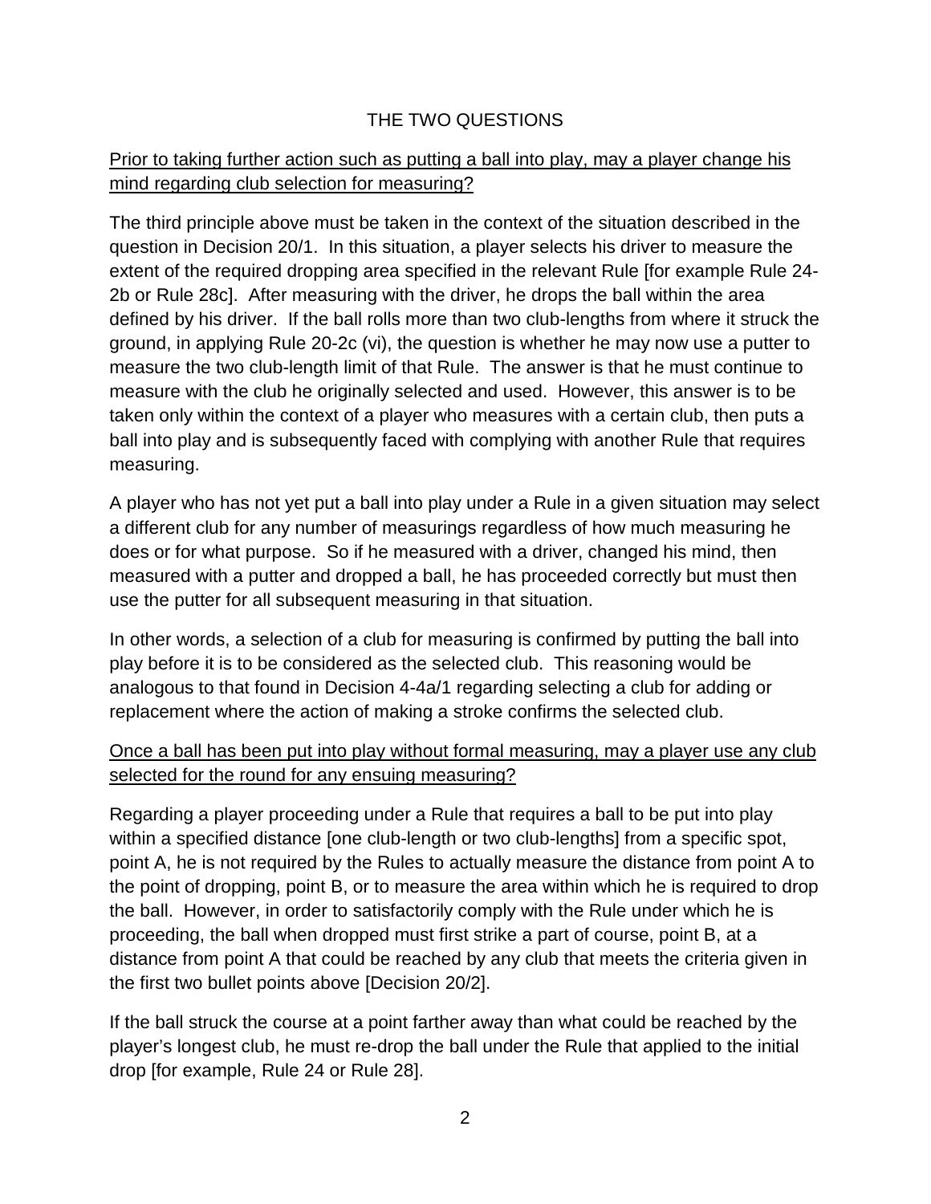## THE TWO QUESTIONS

<u>Prior to taking further action such as putting a ball into play, may a player change his mind regarding club selection for measuring?</u>

The third principle above must be taken in the context of the situation described in the question in Decision 20/1. In this situation, a player selects his driver to measure the extent of the required dropping area specified in the relevant Rule [for example Rule 24-2b or Rule 28c]. After measuring with the driver, he drops the ball within the area defined by his driver. If the ball rolls more than two club-lengths from where it struck the ground, in applying Rule 20-2c (vi), the question is whether he may now use a putter to measure the two club-length limit of that Rule. The answer is that he must continue to measure with the club he originally selected and used. However, this answer is to be taken only within the context of a player who measures with a certain club, then puts a ball into play and is subsequently faced with complying with another Rule that requires measuring.

A player who has not yet put a ball into play under a Rule in a given situation may select a different club for any number of measurings regardless of how much measuring he does or for what purpose. So if he measured with a driver, changed his mind, then measured with a putter and dropped a ball, he has proceeded correctly but must then use the putter for all subsequent measuring in that situation.

In other words, a selection of a club for measuring is confirmed by putting the ball into play before it is to be considered as the selected club. This reasoning would be analogous to that found in Decision 4-4a/1 regarding selecting a club for adding or replacement where the action of making a stroke confirms the selected club.

<u>Once a ball has been put into play without formal measuring, may a player use any club selected for the round for any ensuing measuring?</u>

Regarding a player proceeding under a Rule that requires a ball to be put into play within a specified distance [one club-length or two club-lengths] from a specific spot, point A, he is not required by the Rules to actually measure the distance from point A to the point of dropping, point B, or to measure the area within which he is required to drop the ball. However, in order to satisfactorily comply with the Rule under which he is proceeding, the ball when dropped must first strike a part of course, point B, at a distance from point A that could be reached by any club that meets the criteria given in the first two bullet points above [Decision 20/2].

If the ball struck the course at a point farther away than what could be reached by the player's longest club, he must re-drop the ball under the Rule that applied to the initial drop [for example, Rule 24 or Rule 28].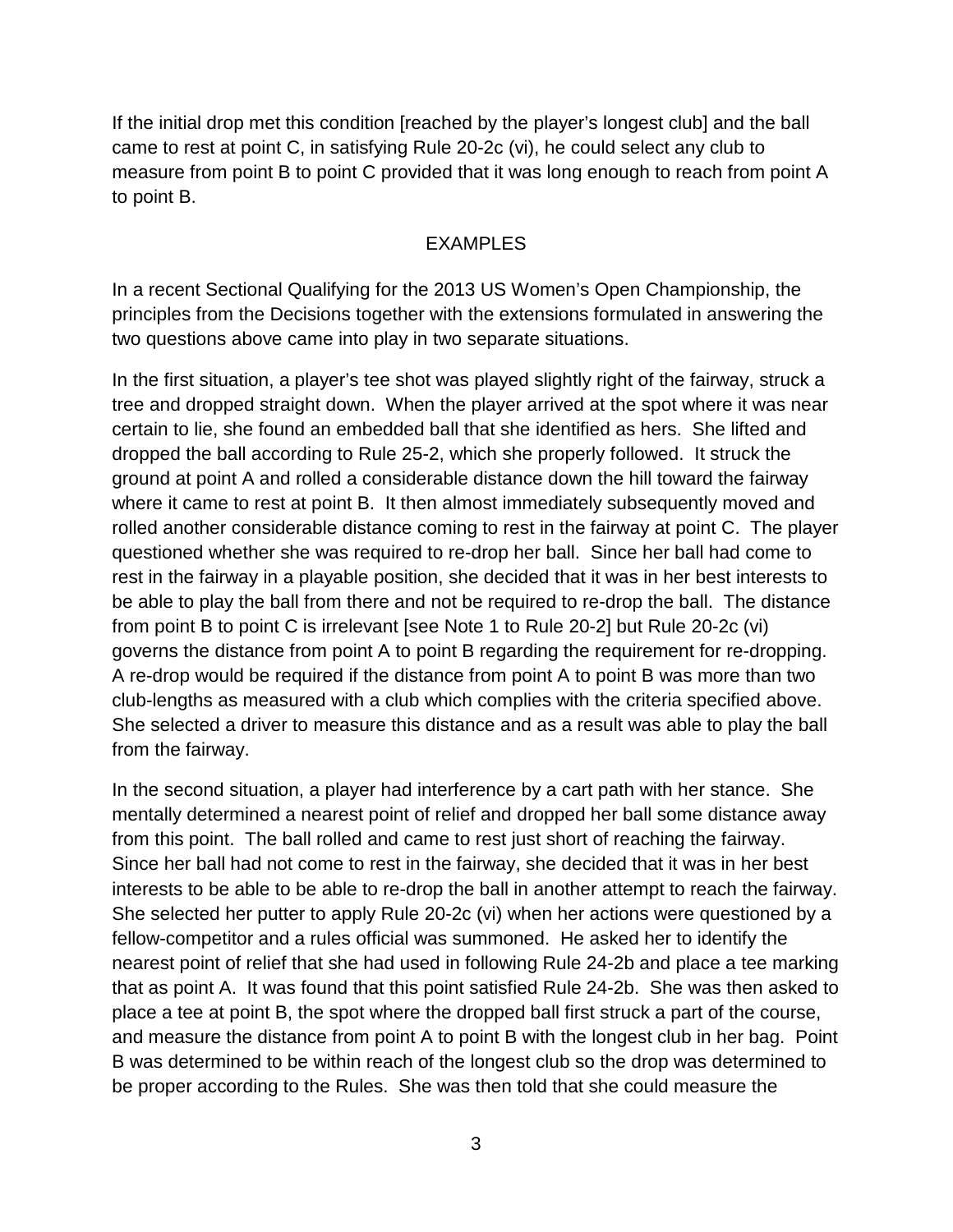If the initial drop met this condition [reached by the player's longest club] and the ball came to rest at point C, in satisfying Rule 20-2c (vi), he could select any club to measure from point B to point C provided that it was long enough to reach from point A to point B.

## EXAMPLES

In a recent Sectional Qualifying for the 2013 US Women's Open Championship, the principles from the Decisions together with the extensions formulated in answering the two questions above came into play in two separate situations.

In the first situation, a player's tee shot was played slightly right of the fairway, struck a tree and dropped straight down. When the player arrived at the spot where it was near certain to lie, she found an embedded ball that she identified as hers. She lifted and dropped the ball according to Rule 25-2, which she properly followed. It struck the ground at point A and rolled a considerable distance down the hill toward the fairway where it came to rest at point B. It then almost immediately subsequently moved and rolled another considerable distance coming to rest in the fairway at point C. The player questioned whether she was required to re-drop her ball. Since her ball had come to rest in the fairway in a playable position, she decided that it was in her best interests to be able to play the ball from there and not be required to re-drop the ball. The distance from point B to point C is irrelevant [see Note 1 to Rule 20-2] but Rule 20-2c (vi) governs the distance from point A to point B regarding the requirement for re-dropping. A re-drop would be required if the distance from point A to point B was more than two club-lengths as measured with a club which complies with the criteria specified above. She selected a driver to measure this distance and as a result was able to play the ball from the fairway.

In the second situation, a player had interference by a cart path with her stance. She mentally determined a nearest point of relief and dropped her ball some distance away from this point. The ball rolled and came to rest just short of reaching the fairway. Since her ball had not come to rest in the fairway, she decided that it was in her best interests to be able to be able to re-drop the ball in another attempt to reach the fairway. She selected her putter to apply Rule 20-2c (vi) when her actions were questioned by a fellow-competitor and a rules official was summoned. He asked her to identify the nearest point of relief that she had used in following Rule 24-2b and place a tee marking that as point A. It was found that this point satisfied Rule 24-2b. She was then asked to place a tee at point B, the spot where the dropped ball first struck a part of the course, and measure the distance from point A to point B with the longest club in her bag. Point B was determined to be within reach of the longest club so the drop was determined to be proper according to the Rules. She was then told that she could measure the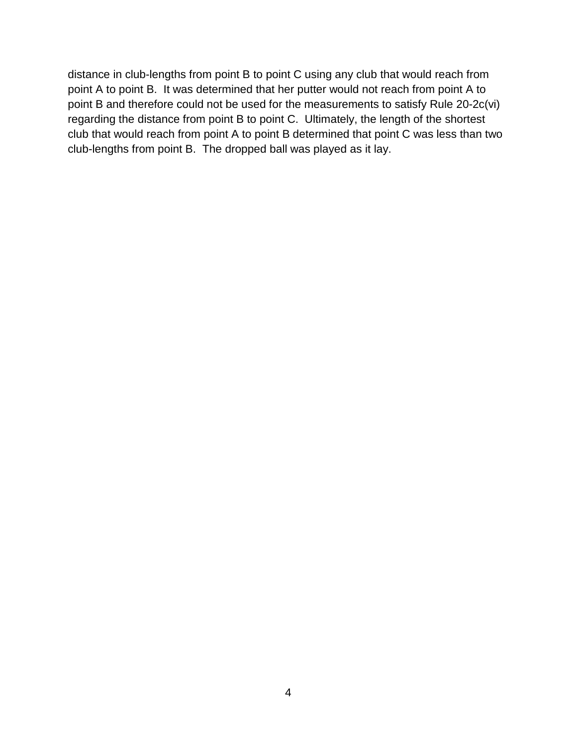distance in club-lengths from point B to point C using any club that would reach from point A to point B. It was determined that her putter would not reach from point A to point B and therefore could not be used for the measurements to satisfy Rule 20-2c(vi) regarding the distance from point B to point C. Ultimately, the length of the shortest club that would reach from point A to point B determined that point C was less than two club-lengths from point B. The dropped ball was played as it lay.